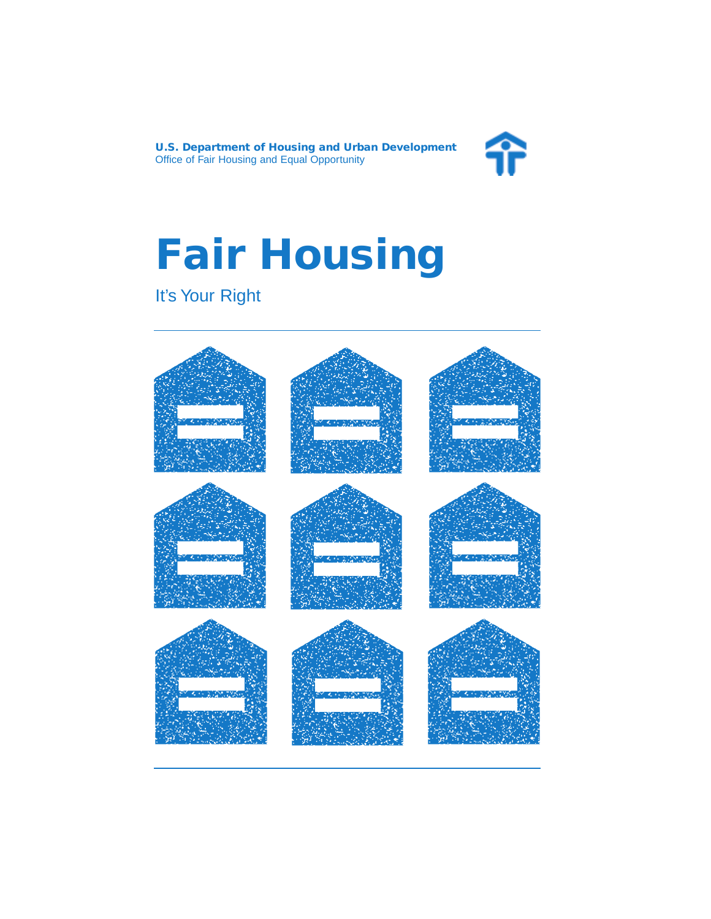**U.S. Department of Housing and Urban Development**
Office of Fair Housing and Equal Opportunity

# Fair Housing

It's Your Right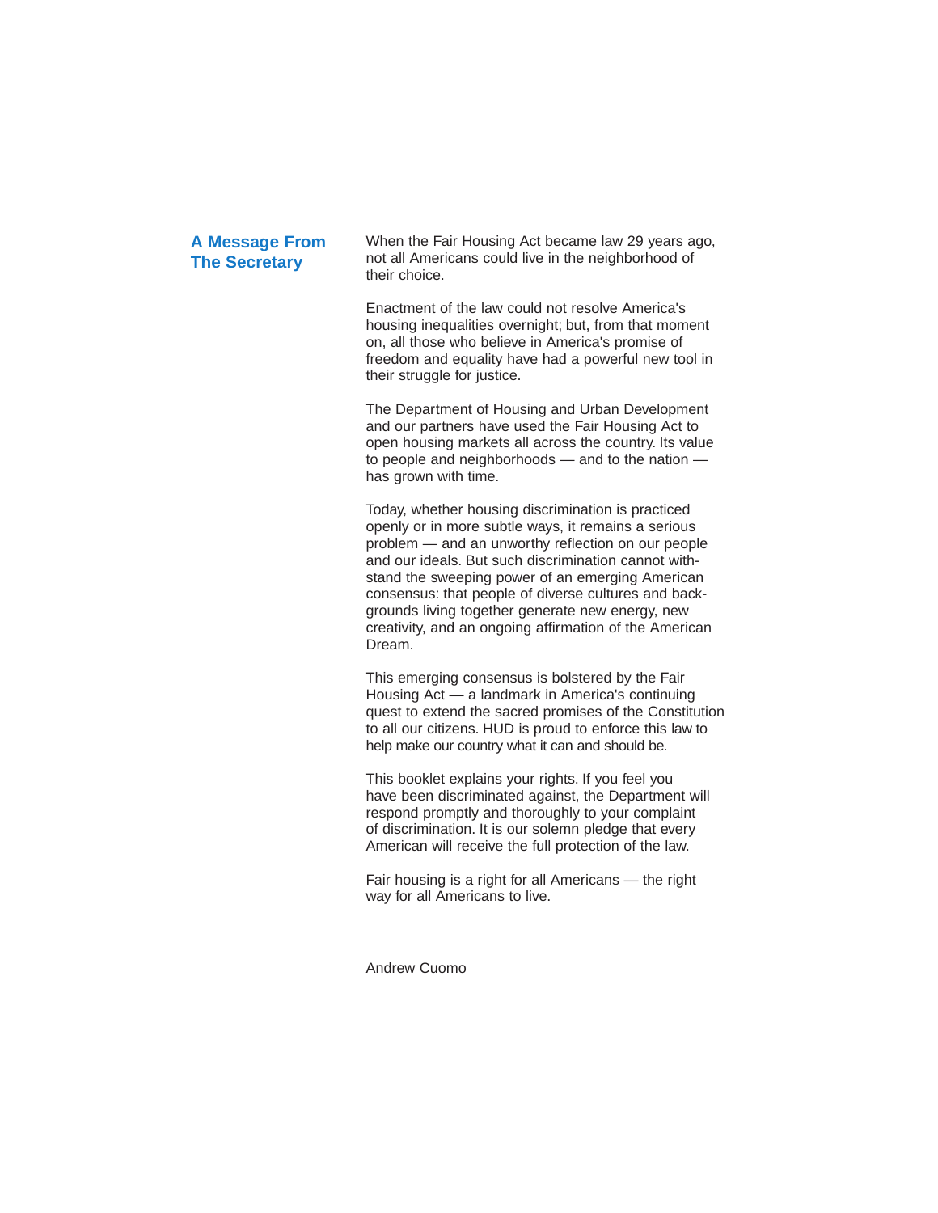## A Message From The Secretary

When the Fair Housing Act became law 29 years ago, not all Americans could live in the neighborhood of their choice.

Enactment of the law could not resolve America's housing inequalities overnight; but, from that moment on, all those who believe in America's promise of freedom and equality have had a powerful new tool in their struggle for justice.

The Department of Housing and Urban Development and our partners have used the Fair Housing Act to open housing markets all across the country. Its value to people and neighborhoods — and to the nation — has grown with time.

Today, whether housing discrimination is practiced openly or in more subtle ways, it remains a serious problem — and an unworthy reflection on our people and our ideals. But such discrimination cannot withstand the sweeping power of an emerging American consensus: that people of diverse cultures and backgrounds living together generate new energy, new creativity, and an ongoing affirmation of the American Dream.

This emerging consensus is bolstered by the Fair Housing Act — a landmark in America's continuing quest to extend the sacred promises of the Constitution to all our citizens. HUD is proud to enforce this law to help make our country what it can and should be.

This booklet explains your rights. If you feel you have been discriminated against, the Department will respond promptly and thoroughly to your complaint of discrimination. It is our solemn pledge that every American will receive the full protection of the law.

Fair housing is a right for all Americans — the right way for all Americans to live.

Andrew Cuomo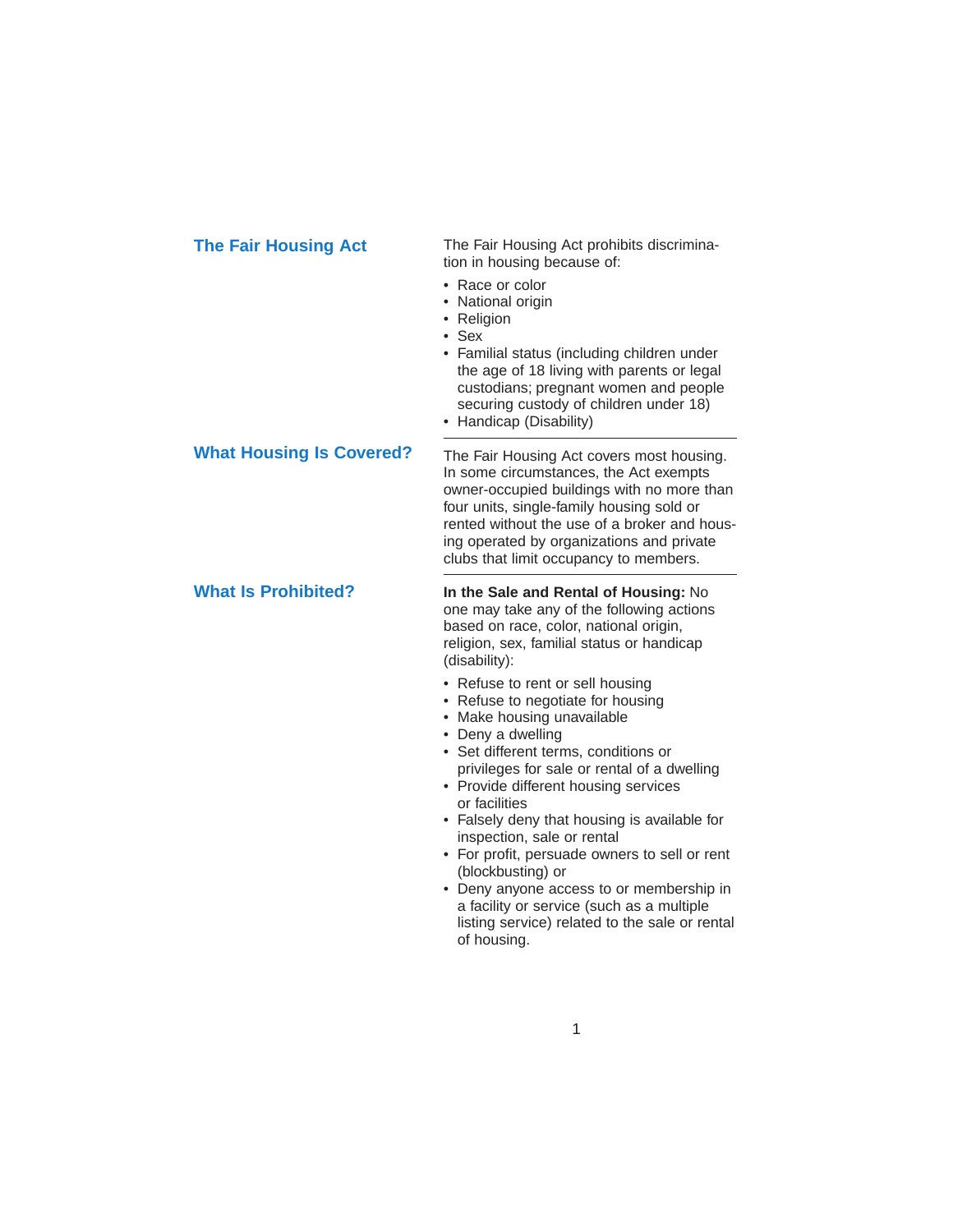## The Fair Housing Act

The Fair Housing Act prohibits discrimination in housing because of:

- Race or color
- National origin
- Religion
- Sex
- Familial status (including children under the age of 18 living with parents or legal custodians; pregnant women and people securing custody of children under 18)
- Handicap (Disability)

## What Housing Is Covered?

The Fair Housing Act covers most housing. In some circumstances, the Act exempts owner-occupied buildings with no more than four units, single-family housing sold or rented without the use of a broker and housing operated by organizations and private clubs that limit occupancy to members.

## What Is Prohibited?

**In the Sale and Rental of Housing:** No one may take any of the following actions based on race, color, national origin, religion, sex, familial status or handicap (disability):

- Refuse to rent or sell housing
- Refuse to negotiate for housing
- Make housing unavailable
- Deny a dwelling
- Set different terms, conditions or privileges for sale or rental of a dwelling
- Provide different housing services or facilities
- Falsely deny that housing is available for inspection, sale or rental
- For profit, persuade owners to sell or rent (blockbusting) or
- Deny anyone access to or membership in a facility or service (such as a multiple listing service) related to the sale or rental of housing.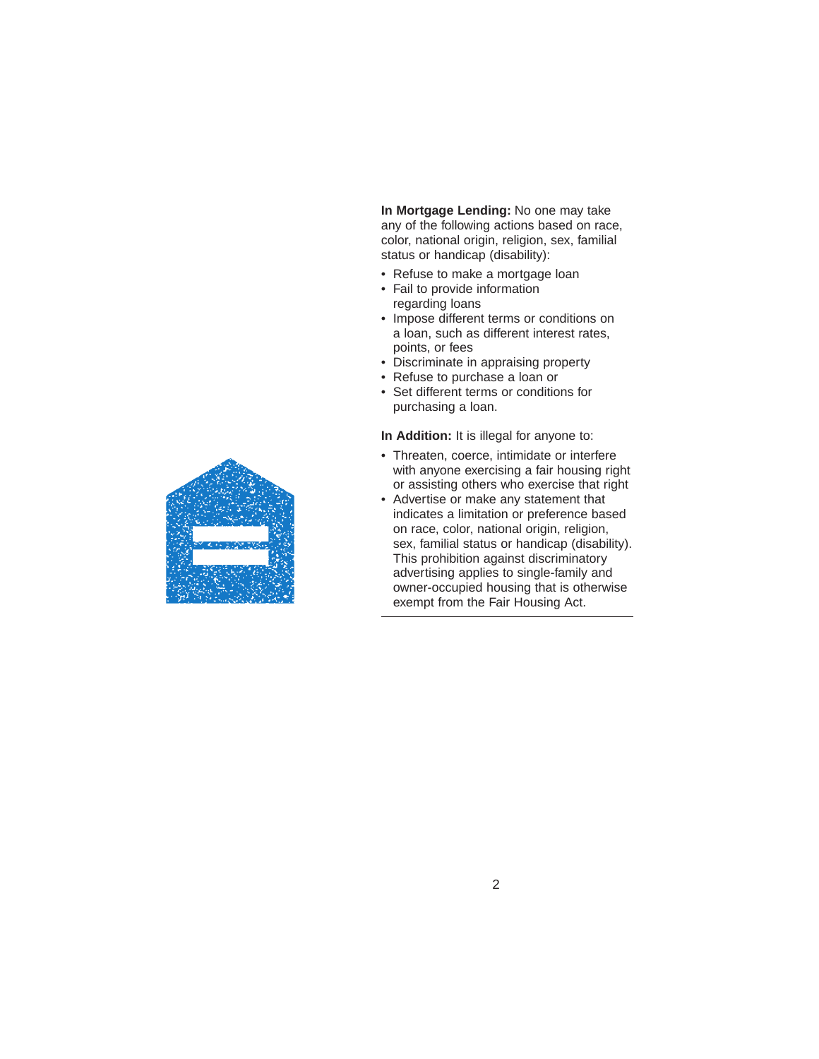**In Mortgage Lending:** No one may take any of the following actions based on race, color, national origin, religion, sex, familial status or handicap (disability):

- Refuse to make a mortgage loan
- Fail to provide information regarding loans
- Impose different terms or conditions on a loan, such as different interest rates, points, or fees
- Discriminate in appraising property
- Refuse to purchase a loan or
- Set different terms or conditions for purchasing a loan.

**In Addition:** It is illegal for anyone to:

- Threaten, coerce, intimidate or interfere with anyone exercising a fair housing right or assisting others who exercise that right
- Advertise or make any statement that indicates a limitation or preference based on race, color, national origin, religion, sex, familial status or handicap (disability). This prohibition against discriminatory advertising applies to single-family and owner-occupied housing that is otherwise exempt from the Fair Housing Act.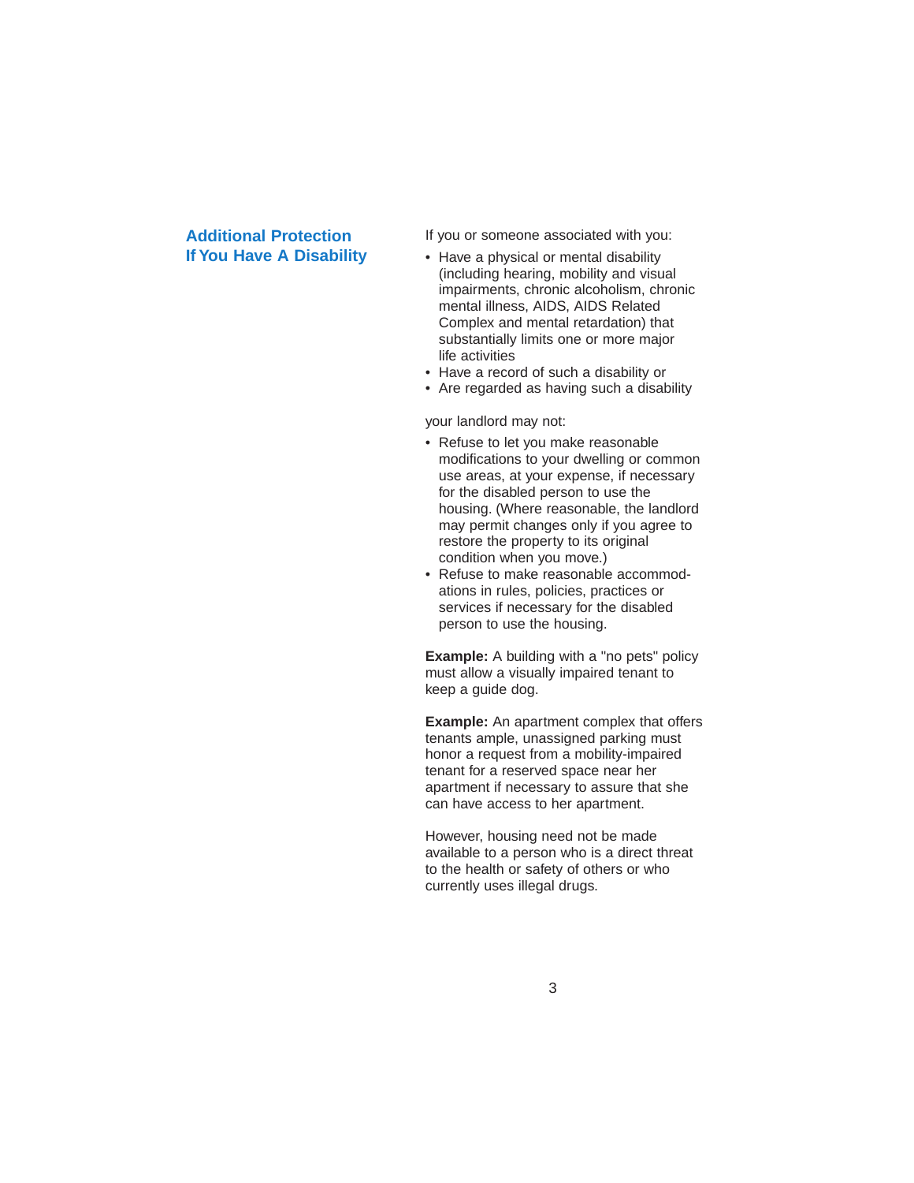## Additional Protection If You Have A Disability

If you or someone associated with you:

- Have a physical or mental disability (including hearing, mobility and visual impairments, chronic alcoholism, chronic mental illness, AIDS, AIDS Related Complex and mental retardation) that substantially limits one or more major life activities
- Have a record of such a disability or
- Are regarded as having such a disability

your landlord may not:

- Refuse to let you make reasonable modifications to your dwelling or common use areas, at your expense, if necessary for the disabled person to use the housing. (Where reasonable, the landlord may permit changes only if you agree to restore the property to its original condition when you move.)
- Refuse to make reasonable accommodations in rules, policies, practices or services if necessary for the disabled person to use the housing.

**Example:** A building with a "no pets" policy must allow a visually impaired tenant to keep a guide dog.

**Example:** An apartment complex that offers tenants ample, unassigned parking must honor a request from a mobility-impaired tenant for a reserved space near her apartment if necessary to assure that she can have access to her apartment.

However, housing need not be made available to a person who is a direct threat to the health or safety of others or who currently uses illegal drugs.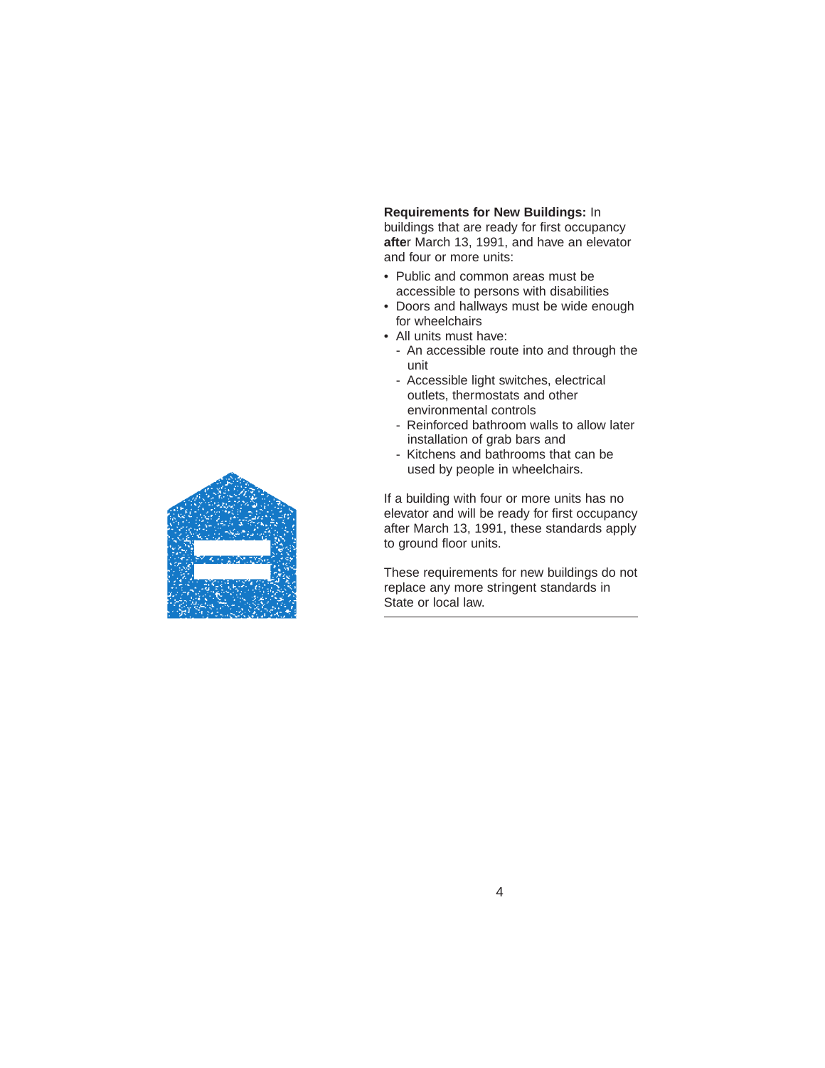**Requirements for New Buildings:** In buildings that are ready for first occupancy **after** March 13, 1991, and have an elevator and four or more units:

- Public and common areas must be accessible to persons with disabilities
- Doors and hallways must be wide enough for wheelchairs
- All units must have:
  - An accessible route into and through the unit
  - Accessible light switches, electrical outlets, thermostats and other environmental controls
  - Reinforced bathroom walls to allow later installation of grab bars and
  - Kitchens and bathrooms that can be used by people in wheelchairs.

If a building with four or more units has no elevator and will be ready for first occupancy after March 13, 1991, these standards apply to ground floor units.

These requirements for new buildings do not replace any more stringent standards in State or local law.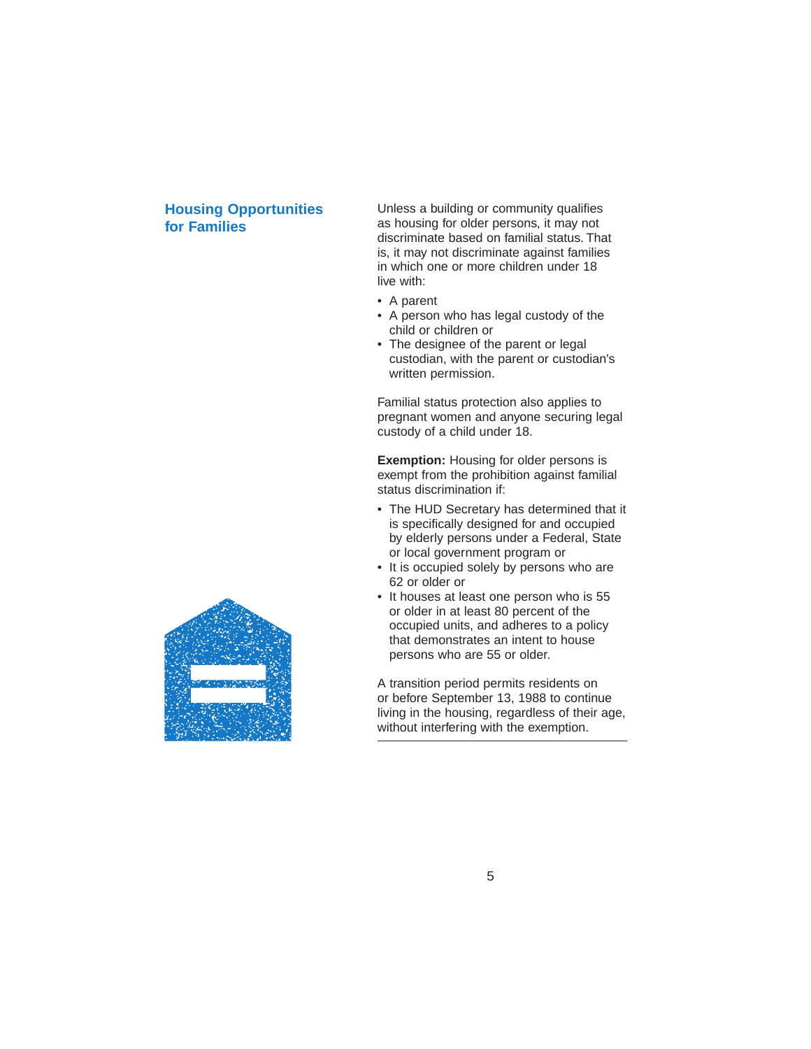## Housing Opportunities for Families

Unless a building or community qualifies as housing for older persons, it may not discriminate based on familial status. That is, it may not discriminate against families in which one or more children under 18 live with:

- A parent
- A person who has legal custody of the child or children or
- The designee of the parent or legal custodian, with the parent or custodian's written permission.

Familial status protection also applies to pregnant women and anyone securing legal custody of a child under 18.

**Exemption:** Housing for older persons is exempt from the prohibition against familial status discrimination if:

- The HUD Secretary has determined that it is specifically designed for and occupied by elderly persons under a Federal, State or local government program or
- It is occupied solely by persons who are 62 or older or
- It houses at least one person who is 55 or older in at least 80 percent of the occupied units, and adheres to a policy that demonstrates an intent to house persons who are 55 or older.

A transition period permits residents on or before September 13, 1988 to continue living in the housing, regardless of their age, without interfering with the exemption.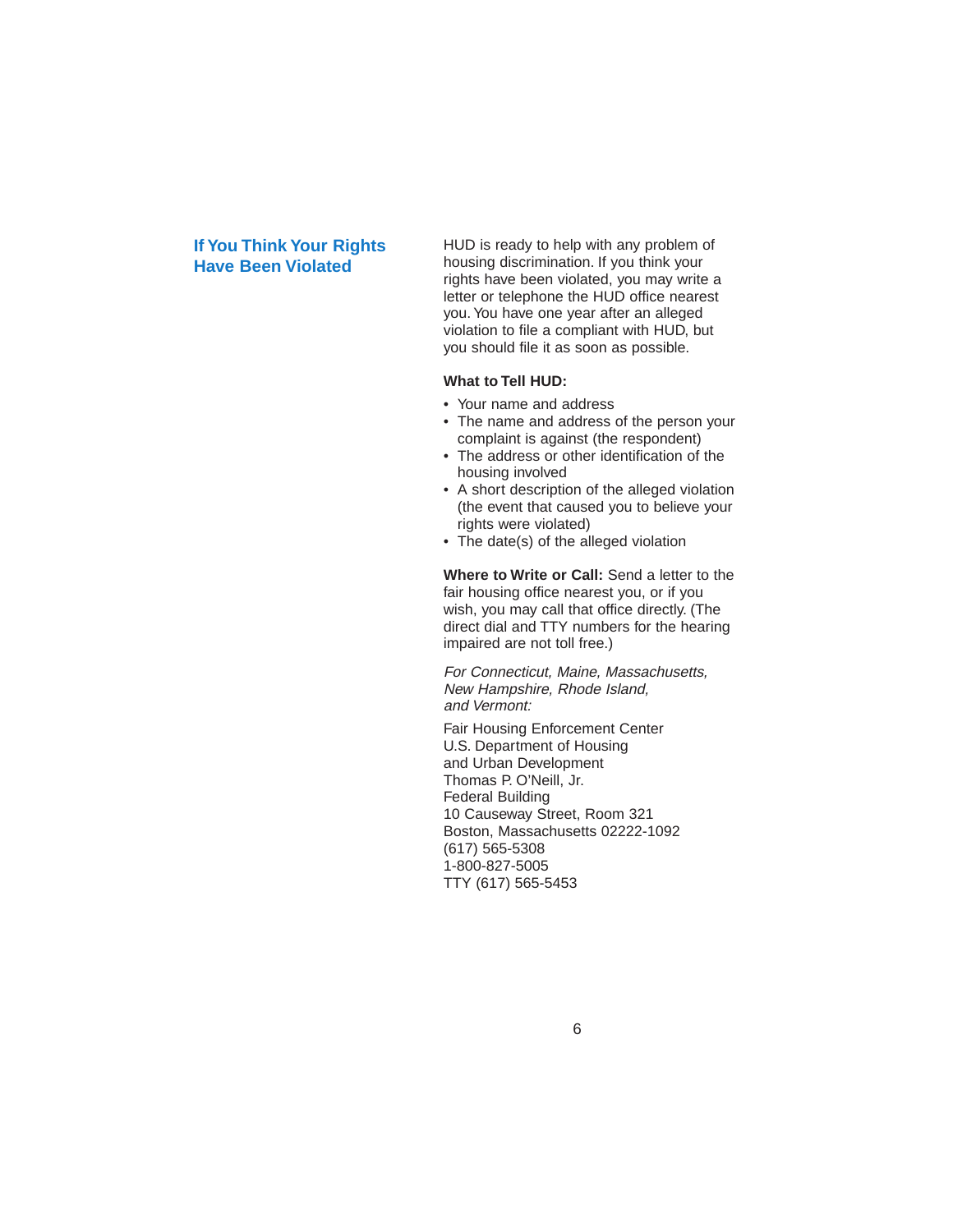## If You Think Your Rights Have Been Violated

HUD is ready to help with any problem of housing discrimination. If you think your rights have been violated, you may write a letter or telephone the HUD office nearest you. You have one year after an alleged violation to file a compliant with HUD, but you should file it as soon as possible.

**What to Tell HUD:**

- Your name and address
- The name and address of the person your complaint is against (the respondent)
- The address or other identification of the housing involved
- A short description of the alleged violation (the event that caused you to believe your rights were violated)
- The date(s) of the alleged violation

**Where to Write or Call:** Send a letter to the fair housing office nearest you, or if you wish, you may call that office directly. (The direct dial and TTY numbers for the hearing impaired are not toll free.)

*For Connecticut, Maine, Massachusetts, New Hampshire, Rhode Island, and Vermont:*

Fair Housing Enforcement Center
U.S. Department of Housing
and Urban Development
Thomas P. O'Neill, Jr.
Federal Building
10 Causeway Street, Room 321
Boston, Massachusetts 02222-1092
(617) 565-5308
1-800-827-5005
TTY (617) 565-5453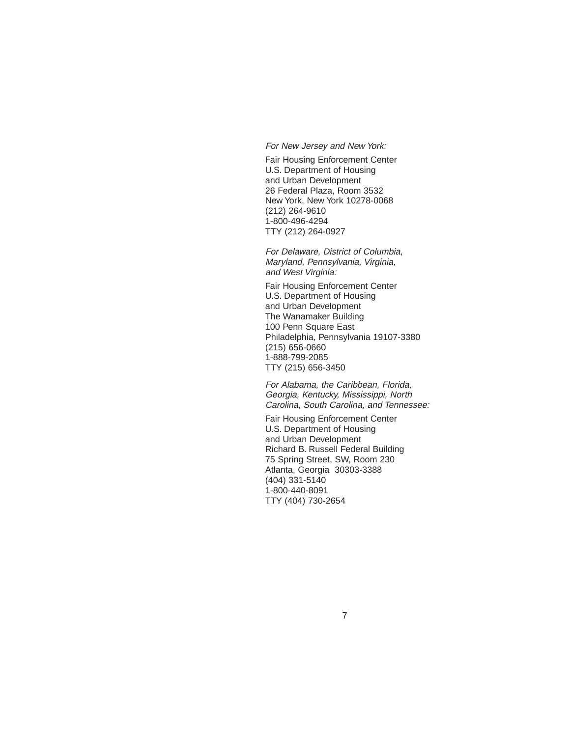*For New Jersey and New York:*

Fair Housing Enforcement Center
U.S. Department of Housing
and Urban Development
26 Federal Plaza, Room 3532
New York, New York 10278-0068
(212) 264-9610
1-800-496-4294
TTY (212) 264-0927

*For Delaware, District of Columbia, Maryland, Pennsylvania, Virginia, and West Virginia:*

Fair Housing Enforcement Center
U.S. Department of Housing
and Urban Development
The Wanamaker Building
100 Penn Square East
Philadelphia, Pennsylvania 19107-3380
(215) 656-0660
1-888-799-2085
TTY (215) 656-3450

*For Alabama, the Caribbean, Florida, Georgia, Kentucky, Mississippi, North Carolina, South Carolina, and Tennessee:*

Fair Housing Enforcement Center
U.S. Department of Housing
and Urban Development
Richard B. Russell Federal Building
75 Spring Street, SW, Room 230
Atlanta, Georgia 30303-3388
(404) 331-5140
1-800-440-8091
TTY (404) 730-2654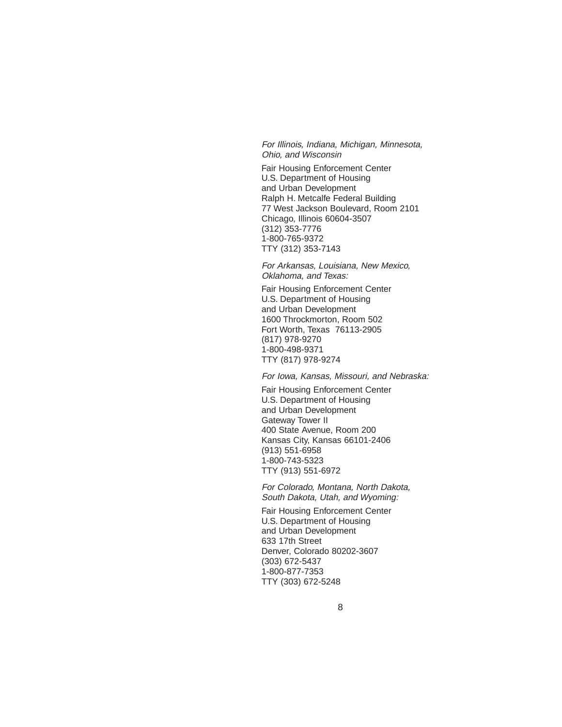*For Illinois, Indiana, Michigan, Minnesota, Ohio, and Wisconsin*

Fair Housing Enforcement Center
U.S. Department of Housing
and Urban Development
Ralph H. Metcalfe Federal Building
77 West Jackson Boulevard, Room 2101
Chicago, Illinois 60604-3507
(312) 353-7776
1-800-765-9372
TTY (312) 353-7143

*For Arkansas, Louisiana, New Mexico, Oklahoma, and Texas:*

Fair Housing Enforcement Center
U.S. Department of Housing
and Urban Development
1600 Throckmorton, Room 502
Fort Worth, Texas 76113-2905
(817) 978-9270
1-800-498-9371
TTY (817) 978-9274

*For Iowa, Kansas, Missouri, and Nebraska:*

Fair Housing Enforcement Center
U.S. Department of Housing
and Urban Development
Gateway Tower II
400 State Avenue, Room 200
Kansas City, Kansas 66101-2406
(913) 551-6958
1-800-743-5323
TTY (913) 551-6972

*For Colorado, Montana, North Dakota, South Dakota, Utah, and Wyoming:*

Fair Housing Enforcement Center
U.S. Department of Housing
and Urban Development
633 17th Street
Denver, Colorado 80202-3607
(303) 672-5437
1-800-877-7353
TTY (303) 672-5248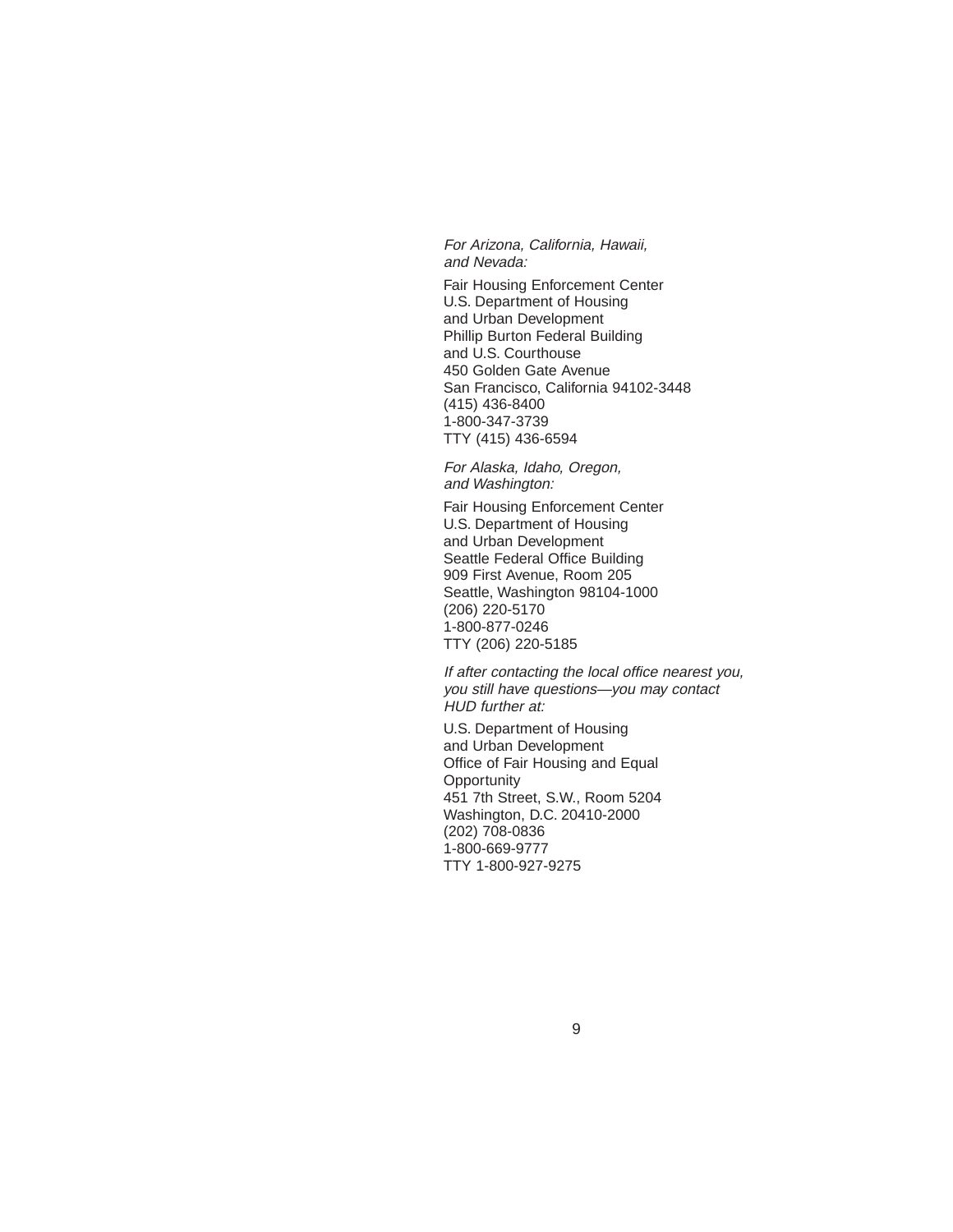*For Arizona, California, Hawaii, and Nevada:*

Fair Housing Enforcement Center
U.S. Department of Housing
and Urban Development
Phillip Burton Federal Building
and U.S. Courthouse
450 Golden Gate Avenue
San Francisco, California 94102-3448
(415) 436-8400
1-800-347-3739
TTY (415) 436-6594

*For Alaska, Idaho, Oregon, and Washington:*

Fair Housing Enforcement Center
U.S. Department of Housing
and Urban Development
Seattle Federal Office Building
909 First Avenue, Room 205
Seattle, Washington 98104-1000
(206) 220-5170
1-800-877-0246
TTY (206) 220-5185

*If after contacting the local office nearest you, you still have questions—you may contact HUD further at:*

U.S. Department of Housing
and Urban Development
Office of Fair Housing and Equal Opportunity
451 7th Street, S.W., Room 5204
Washington, D.C. 20410-2000
(202) 708-0836
1-800-669-9777
TTY 1-800-927-9275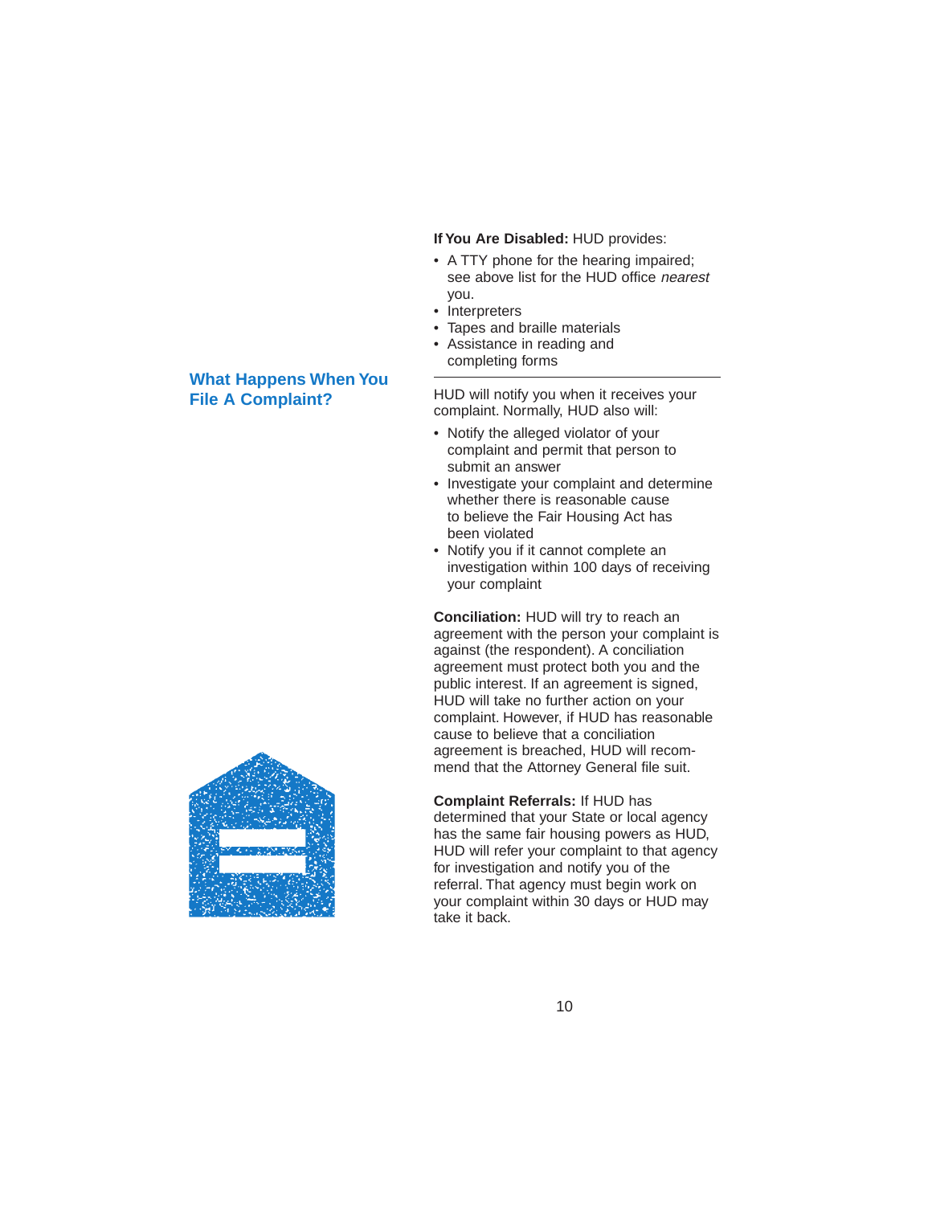**If You Are Disabled:** HUD provides:

- A TTY phone for the hearing impaired; see above list for the HUD office *nearest* you.
- Interpreters
- Tapes and braille materials
- Assistance in reading and completing forms

## What Happens When You File A Complaint?

HUD will notify you when it receives your complaint. Normally, HUD also will:

- Notify the alleged violator of your complaint and permit that person to submit an answer
- Investigate your complaint and determine whether there is reasonable cause to believe the Fair Housing Act has been violated
- Notify you if it cannot complete an investigation within 100 days of receiving your complaint

**Conciliation:** HUD will try to reach an agreement with the person your complaint is against (the respondent). A conciliation agreement must protect both you and the public interest. If an agreement is signed, HUD will take no further action on your complaint. However, if HUD has reasonable cause to believe that a conciliation agreement is breached, HUD will recommend that the Attorney General file suit.

**Complaint Referrals:** If HUD has determined that your State or local agency has the same fair housing powers as HUD, HUD will refer your complaint to that agency for investigation and notify you of the referral. That agency must begin work on your complaint within 30 days or HUD may take it back.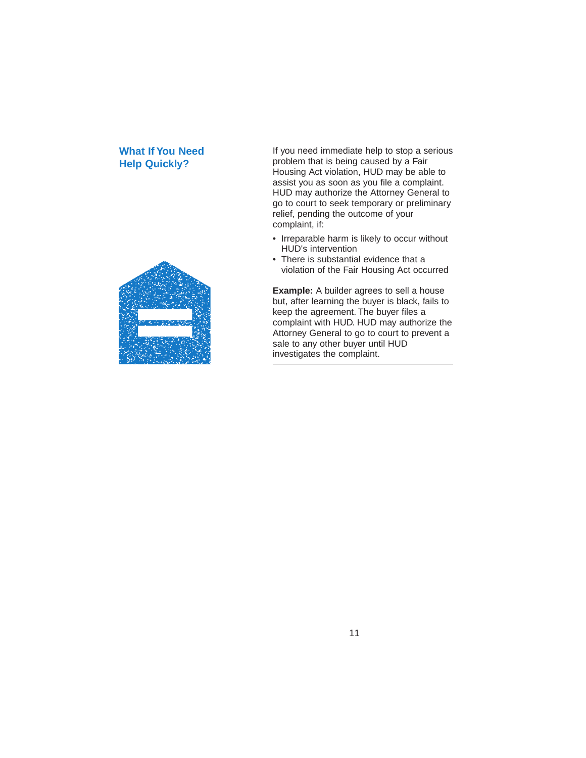## What If You Need Help Quickly?

If you need immediate help to stop a serious problem that is being caused by a Fair Housing Act violation, HUD may be able to assist you as soon as you file a complaint. HUD may authorize the Attorney General to go to court to seek temporary or preliminary relief, pending the outcome of your complaint, if:

- Irreparable harm is likely to occur without HUD's intervention
- There is substantial evidence that a violation of the Fair Housing Act occurred

**Example:** A builder agrees to sell a house but, after learning the buyer is black, fails to keep the agreement. The buyer files a complaint with HUD. HUD may authorize the Attorney General to go to court to prevent a sale to any other buyer until HUD investigates the complaint.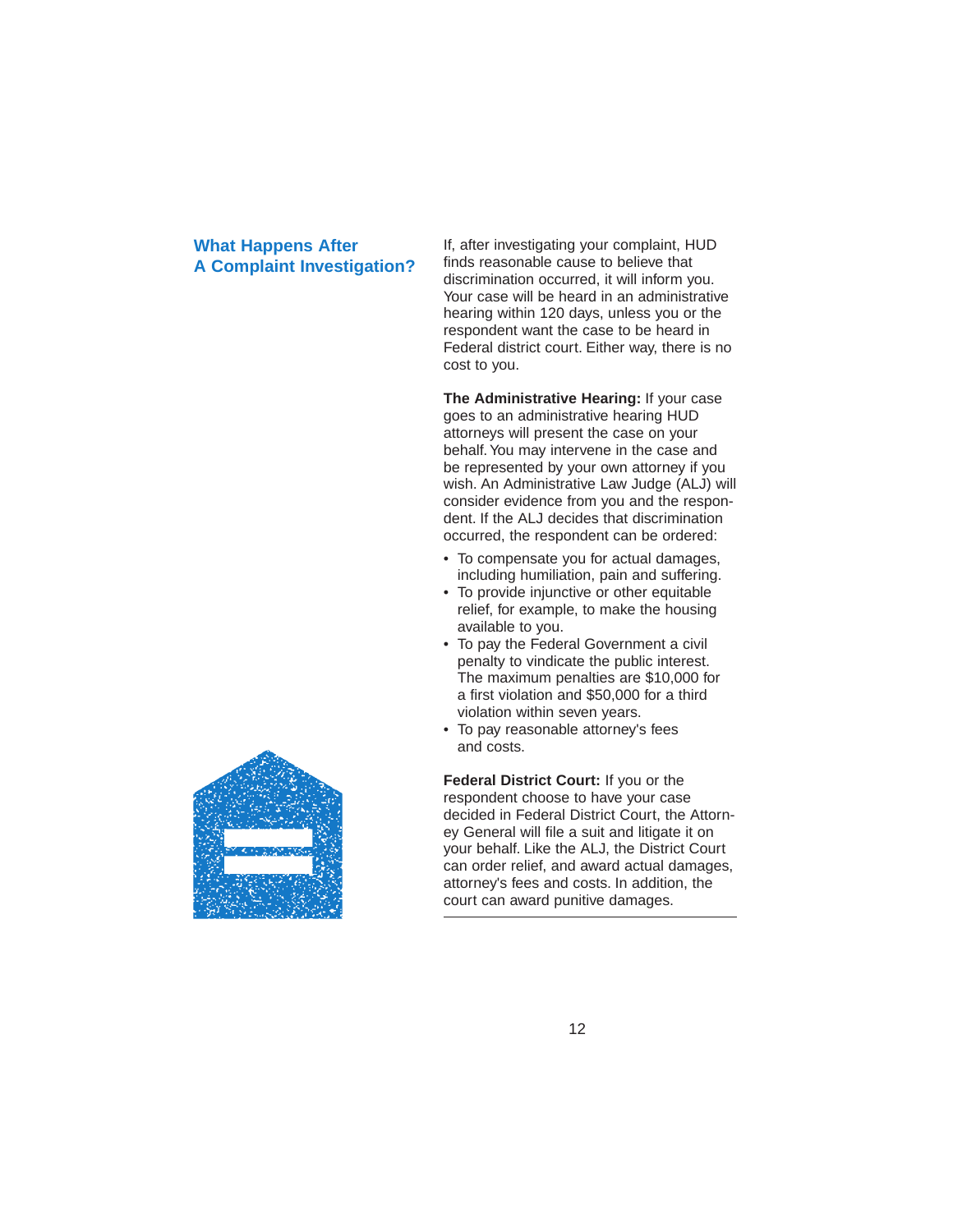## What Happens After A Complaint Investigation?

If, after investigating your complaint, HUD finds reasonable cause to believe that discrimination occurred, it will inform you. Your case will be heard in an administrative hearing within 120 days, unless you or the respondent want the case to be heard in Federal district court. Either way, there is no cost to you.

**The Administrative Hearing:** If your case goes to an administrative hearing HUD attorneys will present the case on your behalf. You may intervene in the case and be represented by your own attorney if you wish. An Administrative Law Judge (ALJ) will consider evidence from you and the respondent. If the ALJ decides that discrimination occurred, the respondent can be ordered:

- To compensate you for actual damages, including humiliation, pain and suffering.
- To provide injunctive or other equitable relief, for example, to make the housing available to you.
- To pay the Federal Government a civil penalty to vindicate the public interest. The maximum penalties are $10,000 for a first violation and $50,000 for a third violation within seven years.
- To pay reasonable attorney's fees and costs.

**Federal District Court:** If you or the respondent choose to have your case decided in Federal District Court, the Attorney General will file a suit and litigate it on your behalf. Like the ALJ, the District Court can order relief, and award actual damages, attorney's fees and costs. In addition, the court can award punitive damages.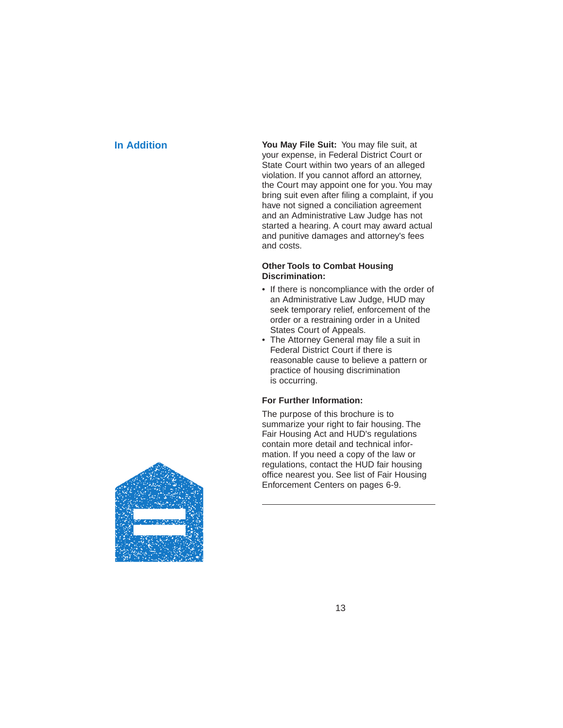## In Addition

**You May File Suit:** You may file suit, at your expense, in Federal District Court or State Court within two years of an alleged violation. If you cannot afford an attorney, the Court may appoint one for you. You may bring suit even after filing a complaint, if you have not signed a conciliation agreement and an Administrative Law Judge has not started a hearing. A court may award actual and punitive damages and attorney's fees and costs.

**Other Tools to Combat Housing Discrimination:**

- If there is noncompliance with the order of an Administrative Law Judge, HUD may seek temporary relief, enforcement of the order or a restraining order in a United States Court of Appeals.
- The Attorney General may file a suit in Federal District Court if there is reasonable cause to believe a pattern or practice of housing discrimination is occurring.

**For Further Information:**

The purpose of this brochure is to summarize your right to fair housing. The Fair Housing Act and HUD's regulations contain more detail and technical information. If you need a copy of the law or regulations, contact the HUD fair housing office nearest you. See list of Fair Housing Enforcement Centers on pages 6-9.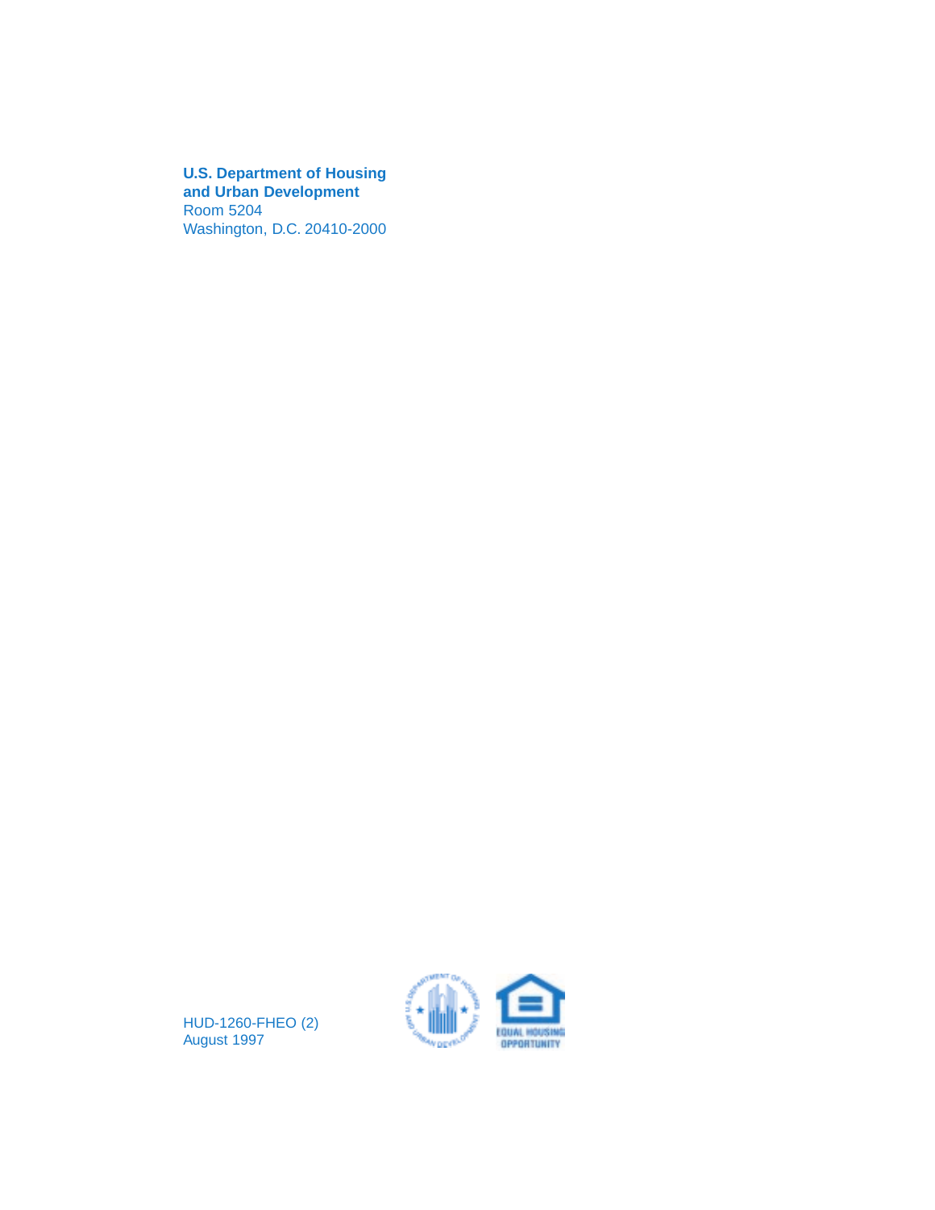**U.S. Department of Housing and Urban Development**
Room 5204
Washington, D.C. 20410-2000

HUD-1260-FHEO (2)
August 1997